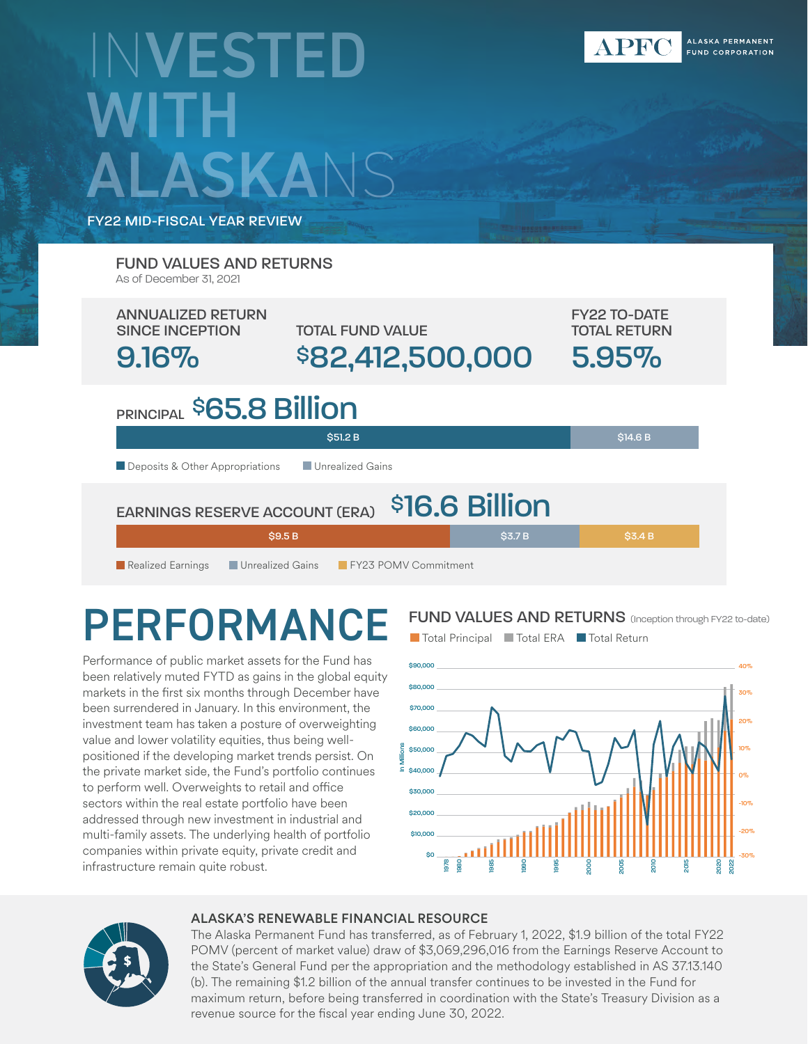# INVESTED WITH ALASKANS

APFC ALASKA PERMANENT FUND CORPORATION

FY22 MID-FISCAL YEAR REVIEW

## FUND VALUES AND RETURNS

As of December 31, 2021

| ANNUALIZED RETURN SINCE INCEPTION | TOTAL FUND VALUE | FY22 TO-DATE TOTAL RETURN |
|---|---|---|
| 9.16% | $82,412,500,000 | 5.95% |

### PRINCIPAL $65.8 Billion

- Deposits & Other Appropriations: $51.2 B
- Unrealized Gains: $14.6 B

### EARNINGS RESERVE ACCOUNT (ERA) $16.6 Billion

- Realized Earnings: $9.5 B
- Unrealized Gains: $3.7 B
- FY23 POMV Commitment: $3.4 B

# PERFORMANCE

Performance of public market assets for the Fund has been relatively muted FYTD as gains in the global equity markets in the first six months through December have been surrendered in January. In this environment, the investment team has taken a posture of overweighting value and lower volatility equities, thus being well-positioned if the developing market trends persist. On the private market side, the Fund's portfolio continues to perform well. Overweights to retail and office sectors within the real estate portfolio have been addressed through new investment in industrial and multi-family assets. The underlying health of portfolio companies within private equity, private credit and infrastructure remain quite robust.

## FUND VALUES AND RETURNS (Inception through FY22 to-date)

Total Principal | Total ERA | Total Return

## ALASKA'S RENEWABLE FINANCIAL RESOURCE

The Alaska Permanent Fund has transferred, as of February 1, 2022, $1.9 billion of the total FY22 POMV (percent of market value) draw of $3,069,296,016 from the Earnings Reserve Account to the State's General Fund per the appropriation and the methodology established in AS 37.13.140 (b). The remaining $1.2 billion of the annual transfer continues to be invested in the Fund for maximum return, before being transferred in coordination with the State's Treasury Division as a revenue source for the fiscal year ending June 30, 2022.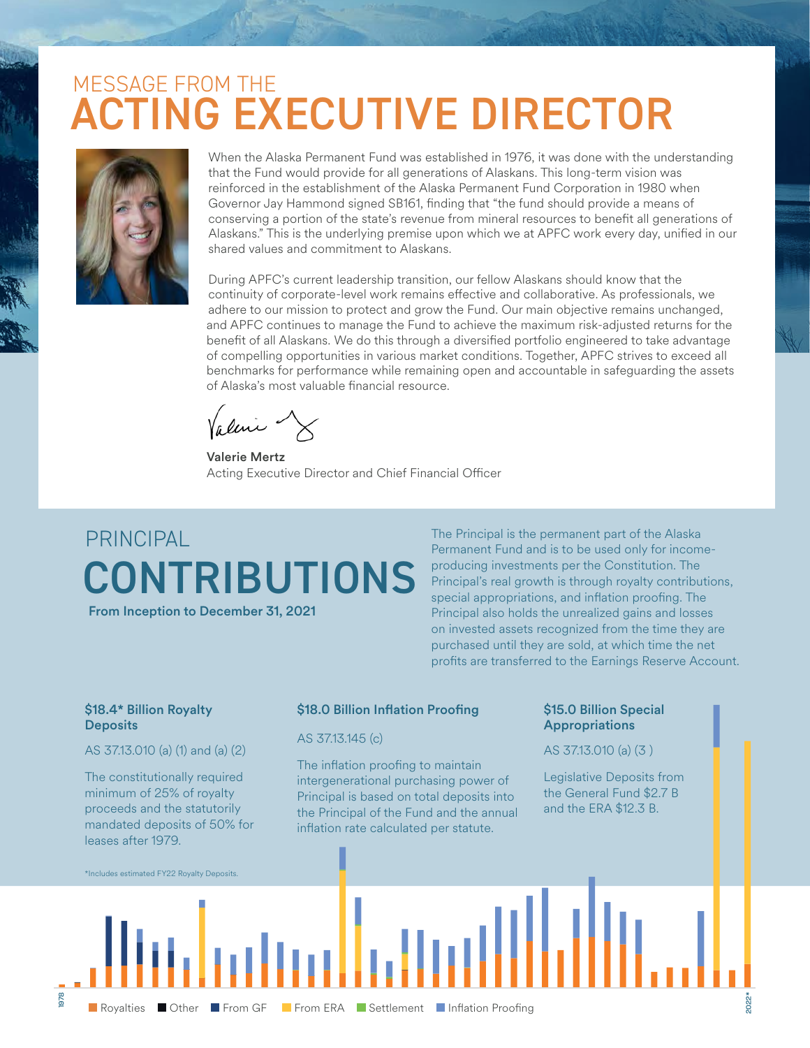# MESSAGE FROM THE ACTING EXECUTIVE DIRECTOR

When the Alaska Permanent Fund was established in 1976, it was done with the understanding that the Fund would provide for all generations of Alaskans. This long-term vision was reinforced in the establishment of the Alaska Permanent Fund Corporation in 1980 when Governor Jay Hammond signed SB161, finding that "the fund should provide a means of conserving a portion of the state's revenue from mineral resources to benefit all generations of Alaskans." This is the underlying premise upon which we at APFC work every day, unified in our shared values and commitment to Alaskans.

During APFC's current leadership transition, our fellow Alaskans should know that the continuity of corporate-level work remains effective and collaborative. As professionals, we adhere to our mission to protect and grow the Fund. Our main objective remains unchanged, and APFC continues to manage the Fund to achieve the maximum risk-adjusted returns for the benefit of all Alaskans. We do this through a diversified portfolio engineered to take advantage of compelling opportunities in various market conditions. Together, APFC strives to exceed all benchmarks for performance while remaining open and accountable in safeguarding the assets of Alaska's most valuable financial resource.

**Valerie Mertz**
Acting Executive Director and Chief Financial Officer

# PRINCIPAL CONTRIBUTIONS

**From Inception to December 31, 2021**

The Principal is the permanent part of the Alaska Permanent Fund and is to be used only for income-producing investments per the Constitution. The Principal's real growth is through royalty contributions, special appropriations, and inflation proofing. The Principal also holds the unrealized gains and losses on invested assets recognized from the time they are purchased until they are sold, at which time the net profits are transferred to the Earnings Reserve Account.

### $18.4* Billion Royalty Deposits

AS 37.13.010 (a) (1) and (a) (2)

The constitutionally required minimum of 25% of royalty proceeds and the statutorily mandated deposits of 50% for leases after 1979.

*Includes estimated FY22 Royalty Deposits.

### $18.0 Billion Inflation Proofing

AS 37.13.145 (c)

The inflation proofing to maintain intergenerational purchasing power of Principal is based on total deposits into the Principal of the Fund and the annual inflation rate calculated per statute.

### $15.0 Billion Special Appropriations

AS 37.13.010 (a) (3 )

Legislative Deposits from the General Fund $2.7 B and the ERA $12.3 B.

1978 — 2022*

Royalties | Other | From GF | From ERA | Settlement | Inflation Proofing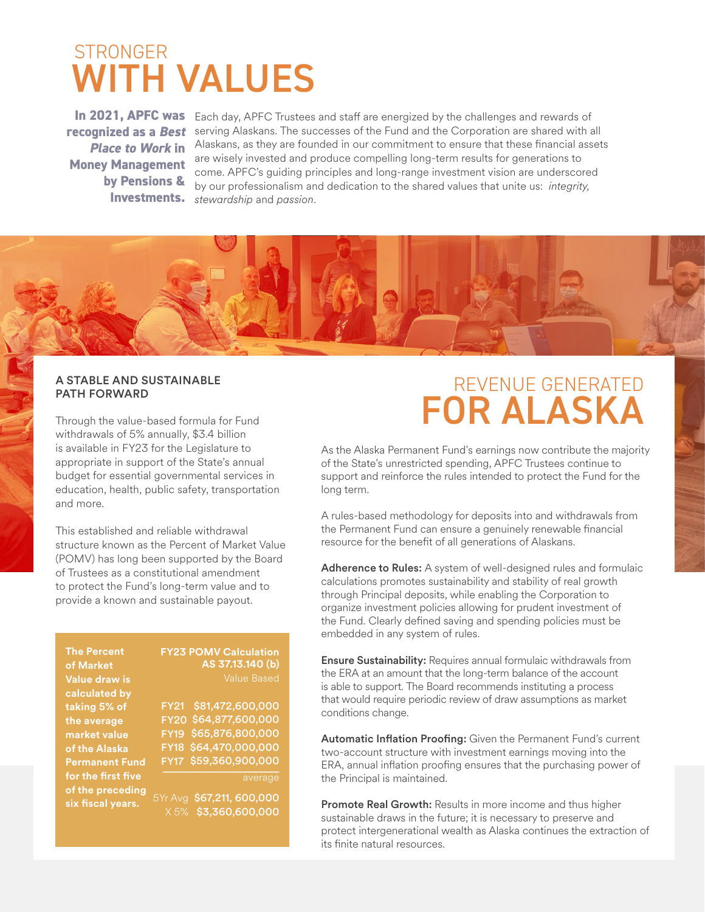# STRONGER WITH VALUES

**In 2021, APFC was recognized as a *Best Place to Work* in Money Management by Pensions & Investments.**

Each day, APFC Trustees and staff are energized by the challenges and rewards of serving Alaskans. The successes of the Fund and the Corporation are shared with all Alaskans, as they are founded in our commitment to ensure that these financial assets are wisely invested and produce compelling long-term results for generations to come. APFC's guiding principles and long-range investment vision are underscored by our professionalism and dedication to the shared values that unite us: *integrity, stewardship* and *passion*.

### A STABLE AND SUSTAINABLE PATH FORWARD

Through the value-based formula for Fund withdrawals of 5% annually, $3.4 billion is available in FY23 for the Legislature to appropriate in support of the State's annual budget for essential governmental services in education, health, public safety, transportation and more.

This established and reliable withdrawal structure known as the Percent of Market Value (POMV) has long been supported by the Board of Trustees as a constitutional amendment to protect the Fund's long-term value and to provide a known and sustainable payout.

**The Percent of Market Value draw is calculated by taking 5% of the average market value of the Alaska Permanent Fund for the first five of the preceding six fiscal years.**

| FY23 POMV Calculation AS 37.13.140 (b) | Value Based |
|---|---|
| FY21 | $81,472,600,000 |
| FY20 | $64,877,600,000 |
| FY19 | $65,876,800,000 |
| FY18 | $64,470,000,000 |
| FY17 | $59,360,900,000 |
| | average |
| 5Yr Avg | $67,211, 600,000 |
| X 5% | $3,360,600,000 |

# REVENUE GENERATED FOR ALASKA

As the Alaska Permanent Fund's earnings now contribute the majority of the State's unrestricted spending, APFC Trustees continue to support and reinforce the rules intended to protect the Fund for the long term.

A rules-based methodology for deposits into and withdrawals from the Permanent Fund can ensure a genuinely renewable financial resource for the benefit of all generations of Alaskans.

**Adherence to Rules:** A system of well-designed rules and formulaic calculations promotes sustainability and stability of real growth through Principal deposits, while enabling the Corporation to organize investment policies allowing for prudent investment of the Fund. Clearly defined saving and spending policies must be embedded in any system of rules.

**Ensure Sustainability:** Requires annual formulaic withdrawals from the ERA at an amount that the long-term balance of the account is able to support. The Board recommends instituting a process that would require periodic review of draw assumptions as market conditions change.

**Automatic Inflation Proofing:** Given the Permanent Fund's current two-account structure with investment earnings moving into the ERA, annual inflation proofing ensures that the purchasing power of the Principal is maintained.

**Promote Real Growth:** Results in more income and thus higher sustainable draws in the future; it is necessary to preserve and protect intergenerational wealth as Alaska continues the extraction of its finite natural resources.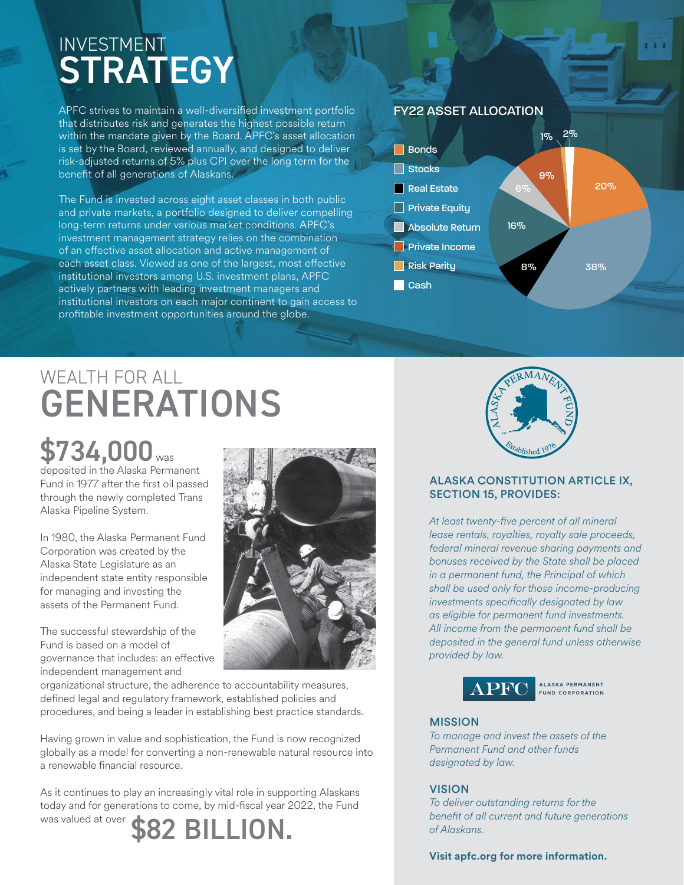# INVESTMENT STRATEGY

APFC strives to maintain a well-diversified investment portfolio that distributes risk and generates the highest possible return within the mandate given by the Board. APFC's asset allocation is set by the Board, reviewed annually, and designed to deliver risk-adjusted returns of 5% plus CPI over the long term for the benefit of all generations of Alaskans.

The Fund is invested across eight asset classes in both public and private markets, a portfolio designed to deliver compelling long-term returns under various market conditions. APFC's investment management strategy relies on the combination of an effective asset allocation and active management of each asset class. Viewed as one of the largest, most effective institutional investors among U.S. investment plans, APFC actively partners with leading investment managers and institutional investors on each major continent to gain access to profitable investment opportunities around the globe.

## FY22 ASSET ALLOCATION

Bonds
Stocks
Real Estate
Private Equity
Absolute Return
Private Income
Risk Parity
Cash

20%
38%
8%
16%
6%
9%
1%
2%

# WEALTH FOR ALL GENERATIONS

**$734,000** was deposited in the Alaska Permanent Fund in 1977 after the first oil passed through the newly completed Trans Alaska Pipeline System.

In 1980, the Alaska Permanent Fund Corporation was created by the Alaska State Legislature as an independent state entity responsible for managing and investing the assets of the Permanent Fund.

The successful stewardship of the Fund is based on a model of governance that includes: an effective independent management and organizational structure, the adherence to accountability measures, defined legal and regulatory framework, established policies and procedures, and being a leader in establishing best practice standards.

Having grown in value and sophistication, the Fund is now recognized globally as a model for converting a non-renewable natural resource into a renewable financial resource.

As it continues to play an increasingly vital role in supporting Alaskans today and for generations to come, by mid-fiscal year 2022, the Fund was valued at over **$82 BILLION.**

ALASKA PERMANENT FUND Established 1976

### ALASKA CONSTITUTION ARTICLE IX, SECTION 15, PROVIDES:

*At least twenty-five percent of all mineral lease rentals, royalties, royalty sale proceeds, federal mineral revenue sharing payments and bonuses received by the State shall be placed in a permanent fund, the Principal of which shall be used only for those income-producing investments specifically designated by law as eligible for permanent fund investments. All income from the permanent fund shall be deposited in the general fund unless otherwise provided by law.*

APFC ALASKA PERMANENT FUND CORPORATION

### MISSION

*To manage and invest the assets of the Permanent Fund and other funds designated by law.*

### VISION

*To deliver outstanding returns for the benefit of all current and future generations of Alaskans.*

**Visit apfc.org for more information.**